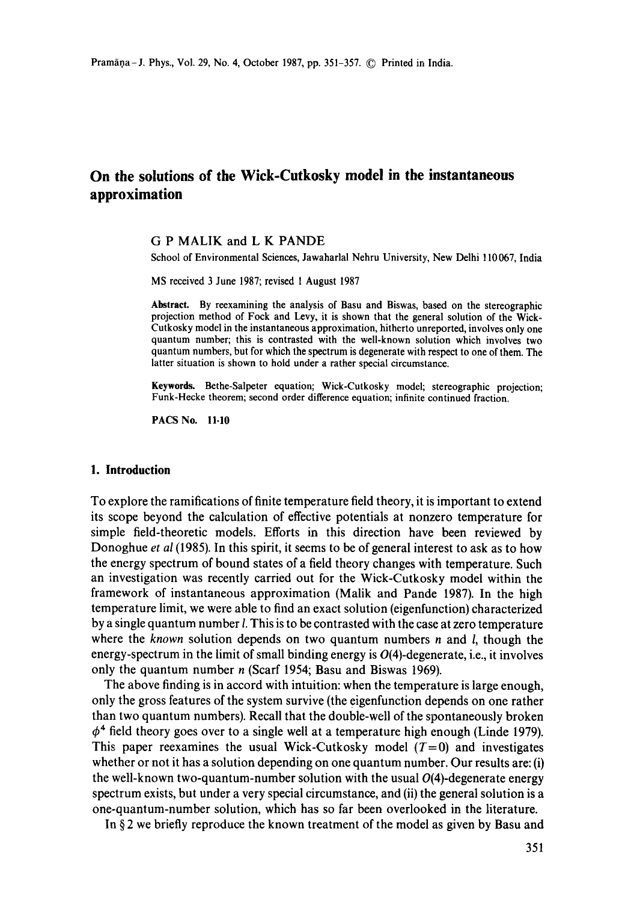# On the solutions of the Wick-Cutkosky model in the instantaneous approximation

G P MALIK and L K PANDE

School of Environmental Sciences, Jawaharlal Nehru University, New Delhi 110067, India

MS received 3 June 1987; revised 1 August 1987

**Abstract.** By reexamining the analysis of Basu and Biswas, based on the stereographic projection method of Fock and Levy, it is shown that the general solution of the Wick-Cutkosky model in the instantaneous approximation, hitherto unreported, involves only one quantum number; this is contrasted with the well-known solution which involves two quantum numbers, but for which the spectrum is degenerate with respect to one of them. The latter situation is shown to hold under a rather special circumstance.

**Keywords.** Bethe-Salpeter equation; Wick-Cutkosky model; stereographic projection; Funk-Hecke theorem; second order difference equation; infinite continued fraction.

**PACS No.** 11.10

## 1. Introduction

To explore the ramifications of finite temperature field theory, it is important to extend its scope beyond the calculation of effective potentials at nonzero temperature for simple field-theoretic models. Efforts in this direction have been reviewed by Donoghue *et al* (1985). In this spirit, it seems to be of general interest to ask as to how the energy spectrum of bound states of a field theory changes with temperature. Such an investigation was recently carried out for the Wick-Cutkosky model within the framework of instantaneous approximation (Malik and Pande 1987). In the high temperature limit, we were able to find an exact solution (eigenfunction) characterized by a single quantum number $l$. This is to be contrasted with the case at zero temperature where the *known* solution depends on two quantum numbers $n$ and $l$, though the energy-spectrum in the limit of small binding energy is $O(4)$-degenerate, i.e., it involves only the quantum number $n$ (Scarf 1954; Basu and Biswas 1969).

The above finding is in accord with intuition: when the temperature is large enough, only the gross features of the system survive (the eigenfunction depends on one rather than two quantum numbers). Recall that the double-well of the spontaneously broken $\phi^4$ field theory goes over to a single well at a temperature high enough (Linde 1979). This paper reexamines the usual Wick-Cutkosky model ($T=0$) and investigates whether or not it has a solution depending on one quantum number. Our results are: (i) the well-known two-quantum-number solution with the usual $O(4)$-degenerate energy spectrum exists, but under a very special circumstance, and (ii) the general solution is a one-quantum-number solution, which has so far been overlooked in the literature.

In § 2 we briefly reproduce the known treatment of the model as given by Basu and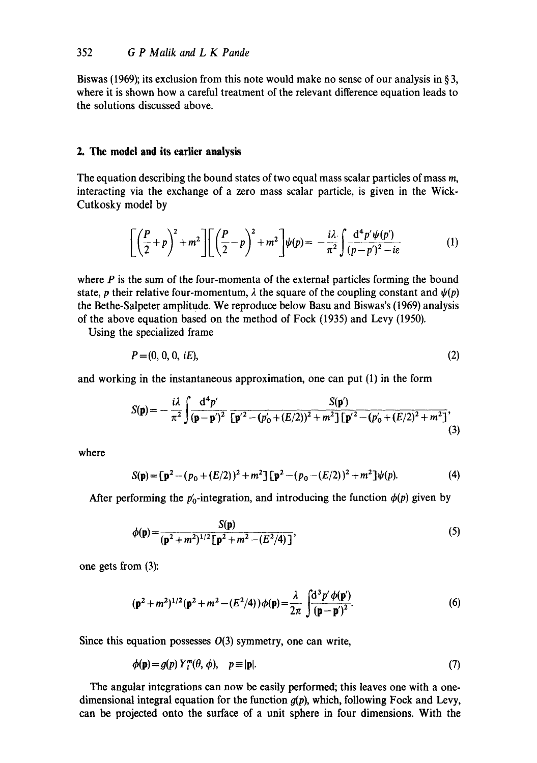Biswas (1969); its exclusion from this note would make no sense of our analysis in § 3, where it is shown how a careful treatment of the relevant difference equation leads to the solutions discussed above.

## 2. The model and its earlier analysis

The equation describing the bound states of two equal mass scalar particles of mass $m$, interacting via the exchange of a zero mass scalar particle, is given in the Wick-Cutkosky model by

$$\left[\left(\frac{P}{2}+p\right)^2+m^2\right]\left[\left(\frac{P}{2}-p\right)^2+m^2\right]\psi(p)=-\frac{i\lambda}{\pi^2}\int\frac{\mathrm{d}^4p'\,\psi(p')}{(p-p')^2-i\varepsilon} \tag{1}$$

where $P$ is the sum of the four-momenta of the external particles forming the bound state, $p$ their relative four-momentum, $\lambda$ the square of the coupling constant and $\psi(p)$ the Bethe-Salpeter amplitude. We reproduce below Basu and Biswas's (1969) analysis of the above equation based on the method of Fock (1935) and Levy (1950).

Using the specialized frame

$$P=(0,0,0,iE), \tag{2}$$

and working in the instantaneous approximation, one can put (1) in the form

$$S(\mathbf{p})=-\frac{i\lambda}{\pi^2}\int\frac{\mathrm{d}^4p'}{(\mathbf{p}-\mathbf{p}')^2}\,\frac{S(\mathbf{p}')}{[\mathbf{p}'^2-(p_0'+(E/2))^2+m^2]\,[\mathbf{p}'^2-(p_0'+(E/2)^2+m^2]}, \tag{3}$$

where

$$S(\mathbf{p})=[\mathbf{p}^2-(p_0+(E/2))^2+m^2]\,[\mathbf{p}^2-(p_0-(E/2))^2+m^2]\psi(p). \tag{4}$$

After performing the $p_0'$-integration, and introducing the function $\phi(p)$ given by

$$\phi(\mathbf{p})=\frac{S(\mathbf{p})}{(\mathbf{p}^2+m^2)^{1/2}[\mathbf{p}^2+m^2-(E^2/4)]}, \tag{5}$$

one gets from (3):

$$(\mathbf{p}^2+m^2)^{1/2}(\mathbf{p}^2+m^2-(E^2/4))\phi(\mathbf{p})=\frac{\lambda}{2\pi}\int\frac{\mathrm{d}^3p'\,\phi(\mathbf{p}')}{(\mathbf{p}-\mathbf{p}')^2}. \tag{6}$$

Since this equation possesses $O(3)$ symmetry, one can write,

$$\phi(\mathbf{p})=g(p)\,Y_l^m(\theta,\phi),\quad p\equiv|\mathbf{p}|. \tag{7}$$

The angular integrations can now be easily performed; this leaves one with a one-dimensional integral equation for the function $g(p)$, which, following Fock and Levy, can be projected onto the surface of a unit sphere in four dimensions. With the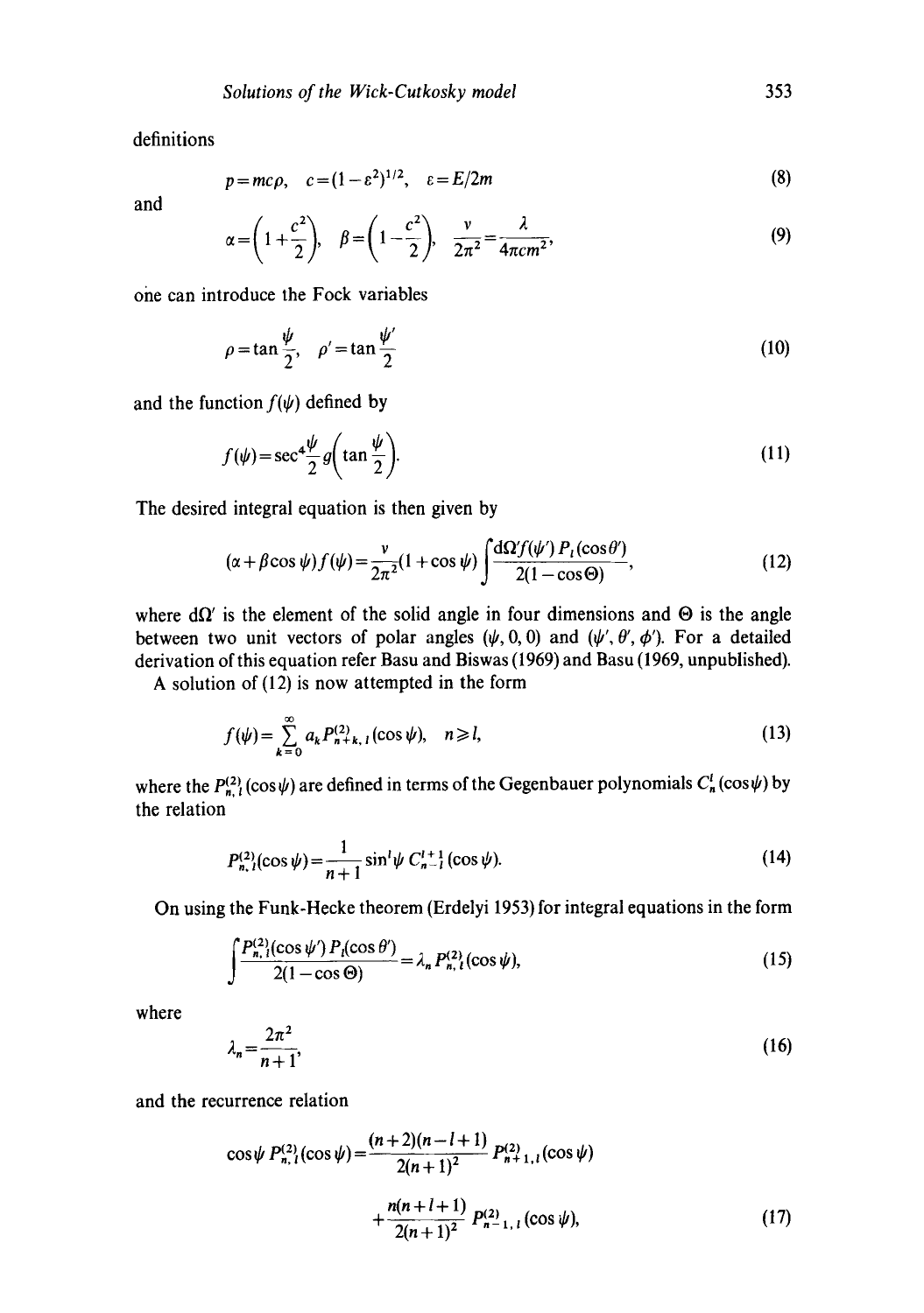definitions

$$p = mc\rho, \quad c = (1-\varepsilon^2)^{1/2}, \quad \varepsilon = E/2m \tag{8}$$

and

$$\alpha = \left(1 + \frac{c^2}{2}\right), \quad \beta = \left(1 - \frac{c^2}{2}\right), \quad \frac{v}{2\pi^2} = \frac{\lambda}{4\pi c m^2}, \tag{9}$$

one can introduce the Fock variables

$$\rho = \tan\frac{\psi}{2}, \quad \rho' = \tan\frac{\psi'}{2} \tag{10}$$

and the function $f(\psi)$ defined by

$$f(\psi) = \sec^4\frac{\psi}{2}\, g\left(\tan\frac{\psi}{2}\right). \tag{11}$$

The desired integral equation is then given by

$$(\alpha + \beta\cos\psi) f(\psi) = \frac{v}{2\pi^2}(1+\cos\psi)\int \frac{d\Omega' f(\psi')\, P_l(\cos\theta')}{2(1-\cos\Theta)}, \tag{12}$$

where $d\Omega'$ is the element of the solid angle in four dimensions and $\Theta$ is the angle between two unit vectors of polar angles $(\psi, 0, 0)$ and $(\psi', \theta', \phi')$. For a detailed derivation of this equation refer Basu and Biswas (1969) and Basu (1969, unpublished).

A solution of (12) is now attempted in the form

$$f(\psi) = \sum_{k=0}^{\infty} a_k P^{(2)}_{n+k,\, l}(\cos\psi), \quad n \geqslant l, \tag{13}$$

where the $P^{(2)}_{n,l}(\cos\psi)$ are defined in terms of the Gegenbauer polynomials $C^l_n(\cos\psi)$ by the relation

$$P^{(2)}_{n,l}(\cos\psi) = \frac{1}{n+1}\sin^l\psi\, C^{l+1}_{n-l}(\cos\psi). \tag{14}$$

On using the Funk-Hecke theorem (Erdelyi 1953) for integral equations in the form

$$\int \frac{P^{(2)}_{n,l}(\cos\psi')\, P_l(\cos\theta')}{2(1-\cos\Theta)} = \lambda_n P^{(2)}_{n,l}(\cos\psi), \tag{15}$$

where

$$\lambda_n = \frac{2\pi^2}{n+1}, \tag{16}$$

and the recurrence relation

$$\cos\psi\, P^{(2)}_{n,l}(\cos\psi) = \frac{(n+2)(n-l+1)}{2(n+1)^2} P^{(2)}_{n+1,l}(\cos\psi) + \frac{n(n+l+1)}{2(n+1)^2} P^{(2)}_{n-1,l}(\cos\psi), \tag{17}$$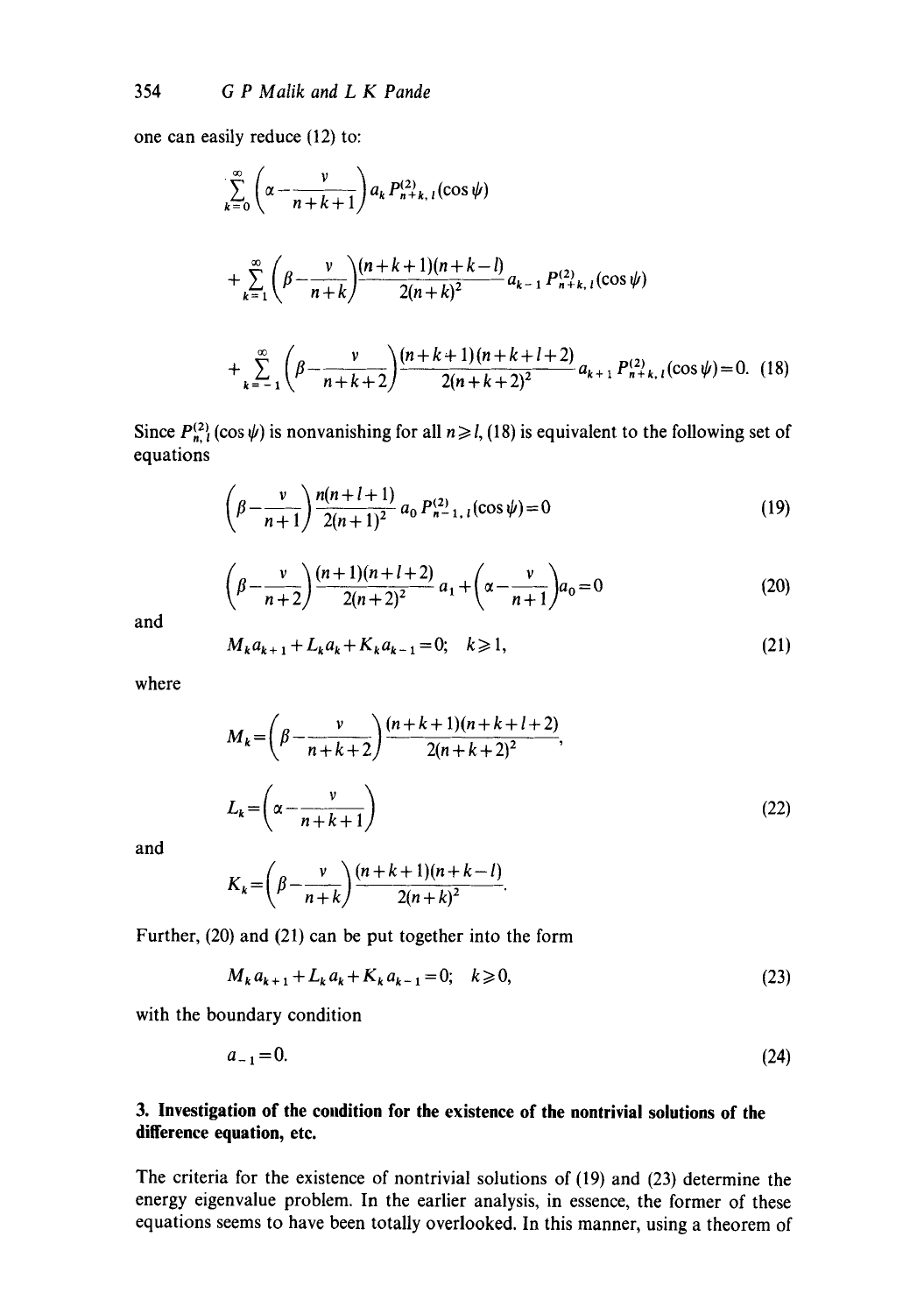one can easily reduce (12) to:

$$\sum_{k=0}^{\infty}\left(\alpha-\frac{\nu}{n+k+1}\right)a_k P^{(2)}_{n+k,l}(\cos\psi)$$

$$+\sum_{k=1}^{\infty}\left(\beta-\frac{\nu}{n+k}\right)\frac{(n+k+1)(n+k-l)}{2(n+k)^2}a_{k-1}P^{(2)}_{n+k,l}(\cos\psi)$$

$$+\sum_{k=-1}^{\infty}\left(\beta-\frac{\nu}{n+k+2}\right)\frac{(n+k+1)(n+k+l+2)}{2(n+k+2)^2}a_{k+1}P^{(2)}_{n+k,l}(\cos\psi)=0. \quad (18)$$

Since $P^{(2)}_{n,l}(\cos\psi)$ is nonvanishing for all $n\geqslant l$, (18) is equivalent to the following set of equations

$$\left(\beta-\frac{\nu}{n+1}\right)\frac{n(n+l+1)}{2(n+1)^2}a_0 P^{(2)}_{n-1,l}(\cos\psi)=0 \quad (19)$$

$$\left(\beta-\frac{\nu}{n+2}\right)\frac{(n+1)(n+l+2)}{2(n+2)^2}a_1+\left(\alpha-\frac{\nu}{n+1}\right)a_0=0 \quad (20)$$

and

$$M_k a_{k+1}+L_k a_k+K_k a_{k-1}=0;\quad k\geqslant 1, \quad (21)$$

where

$$M_k=\left(\beta-\frac{\nu}{n+k+2}\right)\frac{(n+k+1)(n+k+l+2)}{2(n+k+2)^2},$$

$$L_k=\left(\alpha-\frac{\nu}{n+k+1}\right) \quad (22)$$

and

$$K_k=\left(\beta-\frac{\nu}{n+k}\right)\frac{(n+k+1)(n+k-l)}{2(n+k)^2}.$$

Further, (20) and (21) can be put together into the form

$$M_k a_{k+1}+L_k a_k+K_k a_{k-1}=0;\quad k\geqslant 0, \quad (23)$$

with the boundary condition

$$a_{-1}=0. \quad (24)$$

## 3. Investigation of the condition for the existence of the nontrivial solutions of the difference equation, etc.

The criteria for the existence of nontrivial solutions of (19) and (23) determine the energy eigenvalue problem. In the earlier analysis, in essence, the former of these equations seems to have been totally overlooked. In this manner, using a theorem of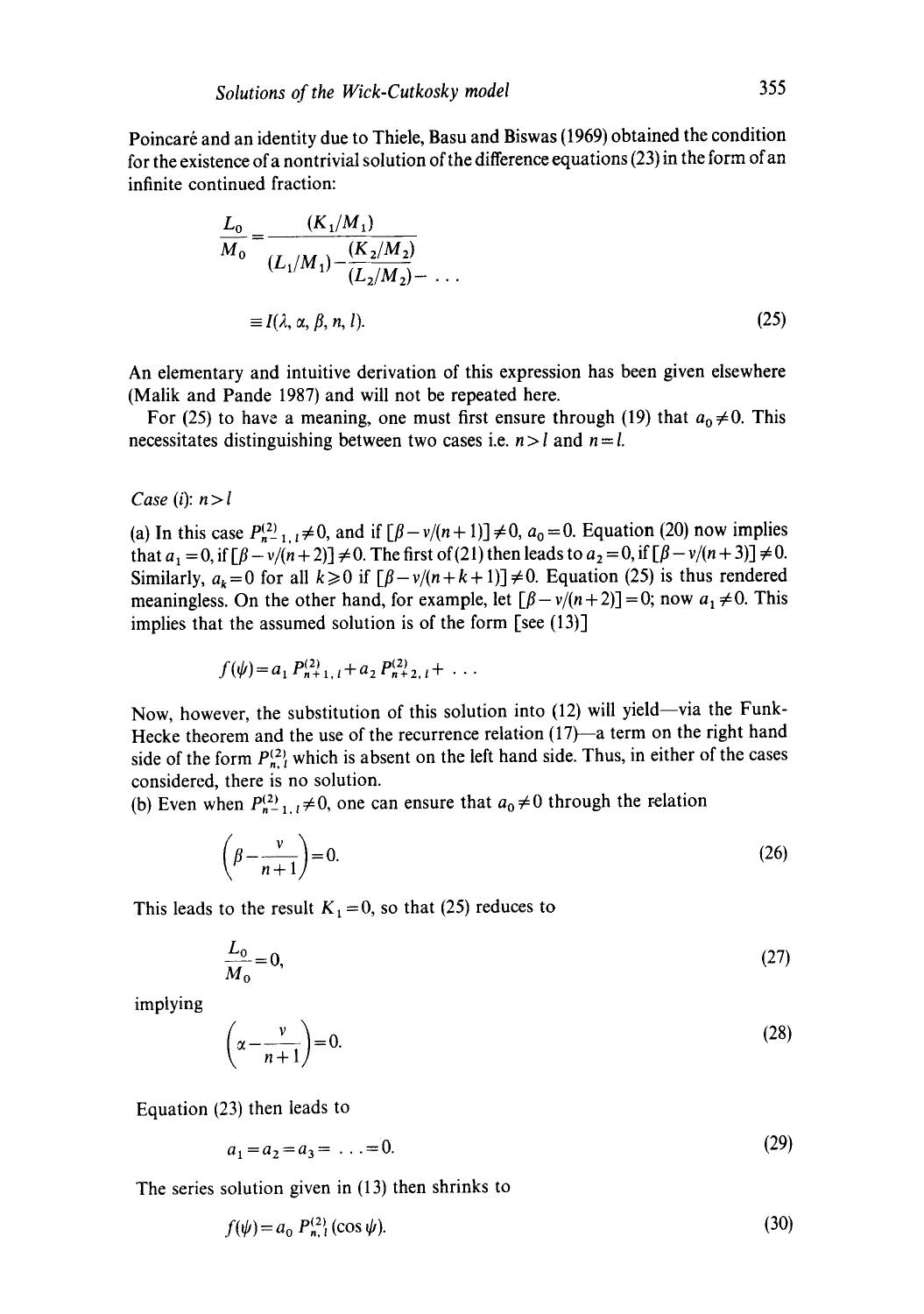Poincaré and an identity due to Thiele, Basu and Biswas (1969) obtained the condition for the existence of a nontrivial solution of the difference equations (23) in the form of an infinite continued fraction:

$$\frac{L_0}{M_0} = \cfrac{(K_1/M_1)}{(L_1/M_1) - \cfrac{(K_2/M_2)}{(L_2/M_2) - \dots}}$$

$$\equiv I(\lambda, \alpha, \beta, n, l). \tag{25}$$

An elementary and intuitive derivation of this expression has been given elsewhere (Malik and Pande 1987) and will not be repeated here.

For (25) to have a meaning, one must first ensure through (19) that $a_0 \neq 0$. This necessitates distinguishing between two cases i.e. $n > l$ and $n = l$.

*Case (i)*: $n > l$

(a) In this case $P^{(2)}_{n-1,l} \neq 0$, and if $[\beta - \nu/(n+1)] \neq 0$, $a_0 = 0$. Equation (20) now implies that $a_1 = 0$, if $[\beta - \nu/(n+2)] \neq 0$. The first of (21) then leads to $a_2 = 0$, if $[\beta - \nu/(n+3)] \neq 0$. Similarly, $a_k = 0$ for all $k \geq 0$ if $[\beta - \nu/(n+k+1)] \neq 0$. Equation (25) is thus rendered meaningless. On the other hand, for example, let $[\beta - \nu/(n+2)] = 0$; now $a_1 \neq 0$. This implies that the assumed solution is of the form [see (13)]

$$f(\psi) = a_1 P^{(2)}_{n+1,l} + a_2 P^{(2)}_{n+2,l} + \dots$$

Now, however, the substitution of this solution into (12) will yield—via the Funk-Hecke theorem and the use of the recurrence relation (17)—a term on the right hand side of the form $P^{(2)}_{n,l}$ which is absent on the left hand side. Thus, in either of the cases considered, there is no solution.

(b) Even when $P^{(2)}_{n-1,l} \neq 0$, one can ensure that $a_0 \neq 0$ through the relation

$$\left(\beta - \frac{\nu}{n+1}\right) = 0. \tag{26}$$

This leads to the result $K_1 = 0$, so that (25) reduces to

$$\frac{L_0}{M_0} = 0, \tag{27}$$

implying

$$\left(\alpha - \frac{\nu}{n+1}\right) = 0. \tag{28}$$

Equation (23) then leads to

$$a_1 = a_2 = a_3 = \dots = 0. \tag{29}$$

The series solution given in (13) then shrinks to

$$f(\psi) = a_0 P^{(2)}_{n,l}(\cos\psi). \tag{30}$$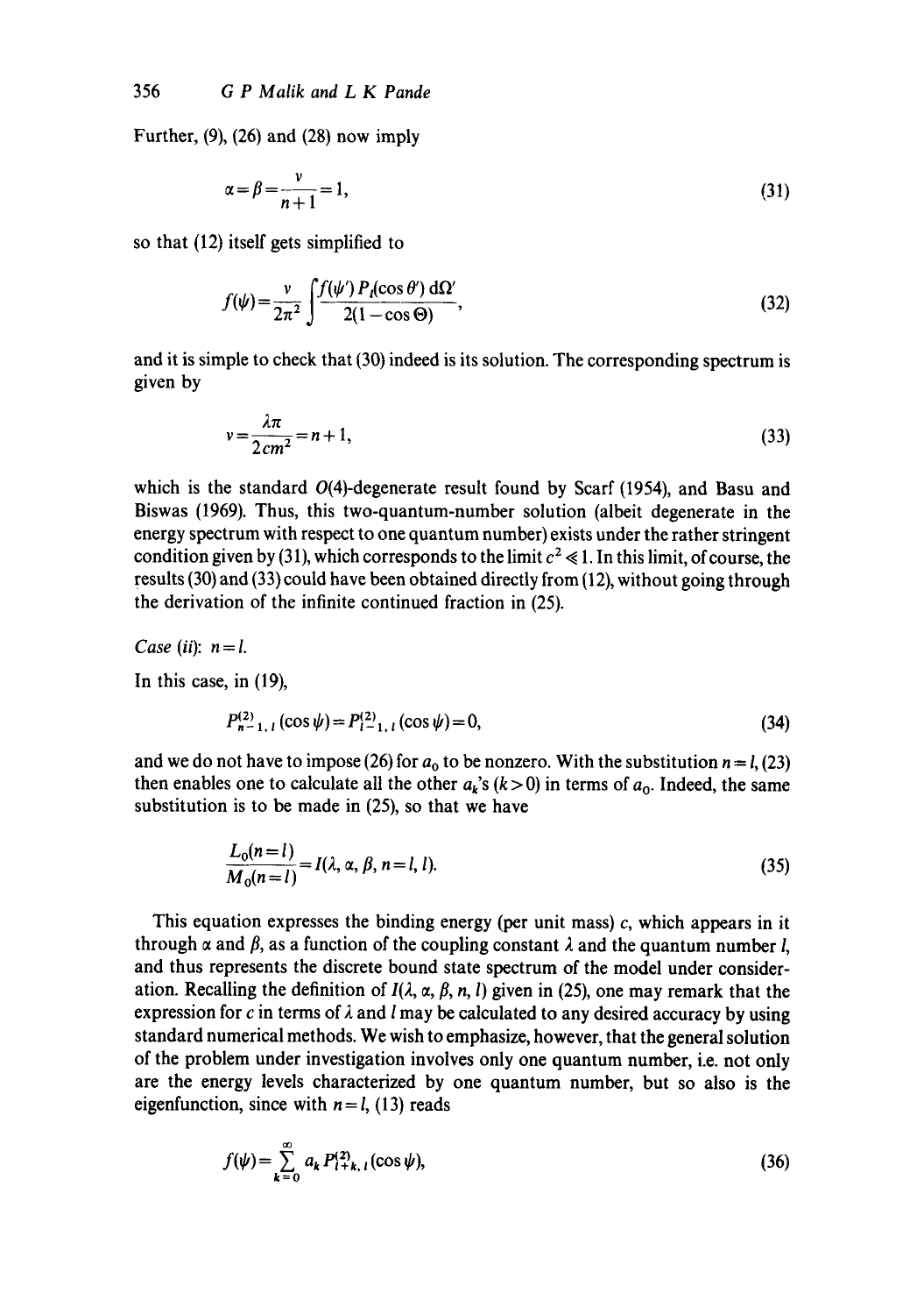Further, (9), (26) and (28) now imply

$$\alpha = \beta = \frac{\nu}{n+1} = 1, \tag{31}$$

so that (12) itself gets simplified to

$$f(\psi) = \frac{\nu}{2\pi^2} \int \frac{f(\psi') P_l(\cos\theta')\, d\Omega'}{2(1 - \cos\Theta)}, \tag{32}$$

and it is simple to check that (30) indeed is its solution. The corresponding spectrum is given by

$$\nu = \frac{\lambda\pi}{2cm^2} = n + 1, \tag{33}$$

which is the standard $O(4)$-degenerate result found by Scarf (1954), and Basu and Biswas (1969). Thus, this two-quantum-number solution (albeit degenerate in the energy spectrum with respect to one quantum number) exists under the rather stringent condition given by (31), which corresponds to the limit $c^2 \ll 1$. In this limit, of course, the results (30) and (33) could have been obtained directly from (12), without going through the derivation of the infinite continued fraction in (25).

*Case (ii):* $n = l$.

In this case, in (19),

$$P^{(2)}_{n-1,l}(\cos\psi) = P^{(2)}_{l-1,l}(\cos\psi) = 0, \tag{34}$$

and we do not have to impose (26) for $a_0$ to be nonzero. With the substitution $n = l$, (23) then enables one to calculate all the other $a_k$'s ($k > 0$) in terms of $a_0$. Indeed, the same substitution is to be made in (25), so that we have

$$\frac{L_0(n=l)}{M_0(n=l)} = I(\lambda, \alpha, \beta, n = l, l). \tag{35}$$

This equation expresses the binding energy (per unit mass) $c$, which appears in it through $\alpha$ and $\beta$, as a function of the coupling constant $\lambda$ and the quantum number $l$, and thus represents the discrete bound state spectrum of the model under consideration. Recalling the definition of $I(\lambda, \alpha, \beta, n, l)$ given in (25), one may remark that the expression for $c$ in terms of $\lambda$ and $l$ may be calculated to any desired accuracy by using standard numerical methods. We wish to emphasize, however, that the general solution of the problem under investigation involves only one quantum number, i.e. not only are the energy levels characterized by one quantum number, but so also is the eigenfunction, since with $n = l$, (13) reads

$$f(\psi) = \sum_{k=0}^{\infty} a_k P^{(2)}_{l+k,l}(\cos\psi), \tag{36}$$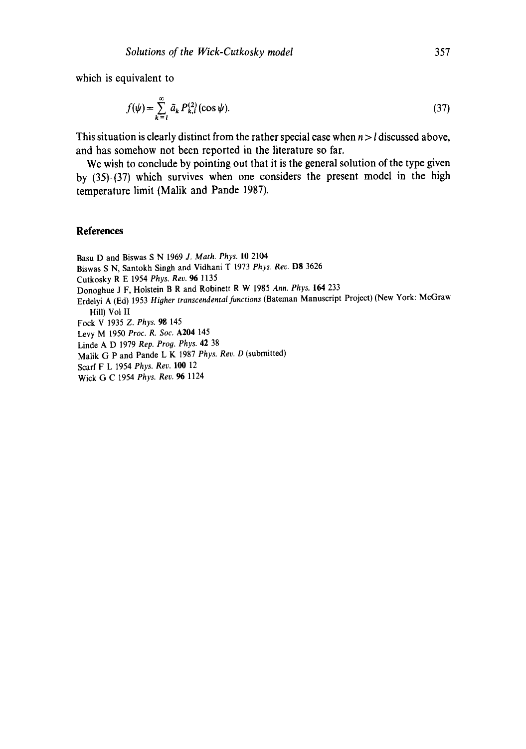which is equivalent to

$$f(\psi) = \sum_{k=l}^{\infty} \tilde{a}_k P_{k,l}^{(2)}(\cos \psi). \tag{37}$$

This situation is clearly distinct from the rather special case when $n > l$ discussed above, and has somehow not been reported in the literature so far.

We wish to conclude by pointing out that it is the general solution of the type given by (35)–(37) which survives when one considers the present model in the high temperature limit (Malik and Pande 1987).

## References

Basu D and Biswas S N 1969 *J. Math. Phys.* **10** 2104

Biswas S N, Santokh Singh and Vidhani T 1973 *Phys. Rev.* **D8** 3626

Cutkosky R E 1954 *Phys. Rev.* **96** 1135

Donoghue J F, Holstein B R and Robinett R W 1985 *Ann. Phys.* **164** 233

Erdelyi A (Ed) 1953 *Higher transcendental functions* (Bateman Manuscript Project) (New York: McGraw Hill) Vol II

Fock V 1935 *Z. Phys.* **98** 145

Levy M 1950 *Proc. R. Soc.* **A204** 145

Linde A D 1979 *Rep. Prog. Phys.* **42** 38

Malik G P and Pande L K 1987 *Phys. Rev. D* (submitted)

Scarf F L 1954 *Phys. Rev.* **100** 12

Wick G C 1954 *Phys. Rev.* **96** 1124